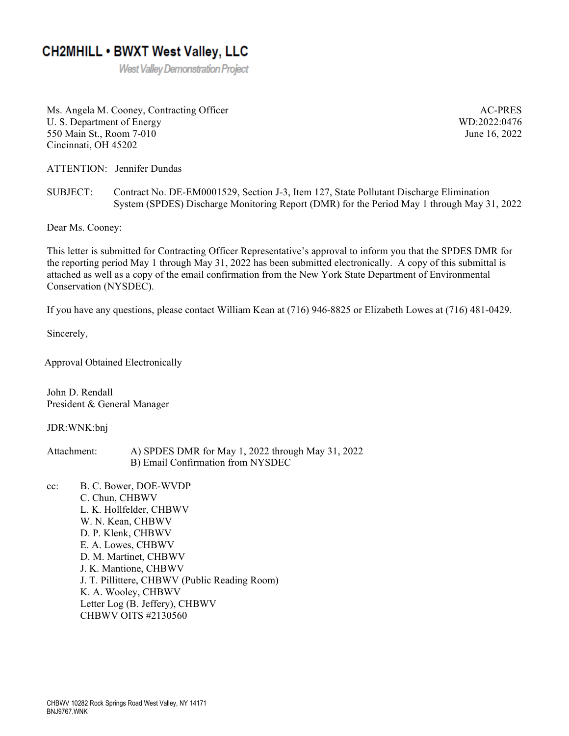# CH2MHILL • BWXT West Valley, LLC

*West Valley Demonstration Project*

Ms. Angela M. Cooney, Contracting Officer
U. S. Department of Energy
550 Main St., Room 7-010
Cincinnati, OH 45202

AC-PRES
WD:2022:0476
June 16, 2022

ATTENTION: Jennifer Dundas

SUBJECT: Contract No. DE-EM0001529, Section J-3, Item 127, State Pollutant Discharge Elimination System (SPDES) Discharge Monitoring Report (DMR) for the Period May 1 through May 31, 2022

Dear Ms. Cooney:

This letter is submitted for Contracting Officer Representative's approval to inform you that the SPDES DMR for the reporting period May 1 through May 31, 2022 has been submitted electronically. A copy of this submittal is attached as well as a copy of the email confirmation from the New York State Department of Environmental Conservation (NYSDEC).

If you have any questions, please contact William Kean at (716) 946-8825 or Elizabeth Lowes at (716) 481-0429.

Sincerely,

Approval Obtained Electronically

John D. Rendall
President & General Manager

JDR:WNK:bnj

Attachment: A) SPDES DMR for May 1, 2022 through May 31, 2022
B) Email Confirmation from NYSDEC

cc:
B. C. Bower, DOE-WVDP
C. Chun, CHBWV
L. K. Hollfelder, CHBWV
W. N. Kean, CHBWV
D. P. Klenk, CHBWV
E. A. Lowes, CHBWV
D. M. Martinet, CHBWV
J. K. Mantione, CHBWV
J. T. Pillittere, CHBWV (Public Reading Room)
K. A. Wooley, CHBWV
Letter Log (B. Jeffery), CHBWV
CHBWV OITS #2130560

CHBWV 10282 Rock Springs Road West Valley, NY 14171
BNJ9767.WNK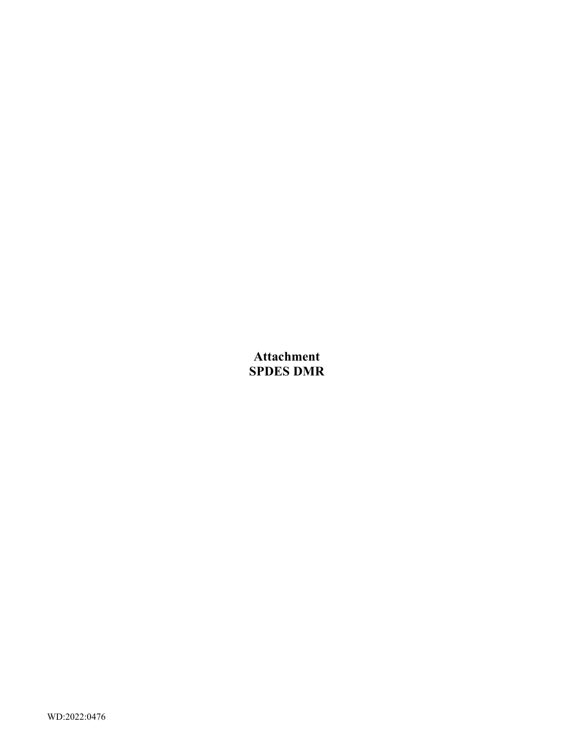**Attachment**
**SPDES DMR**

WD:2022:0476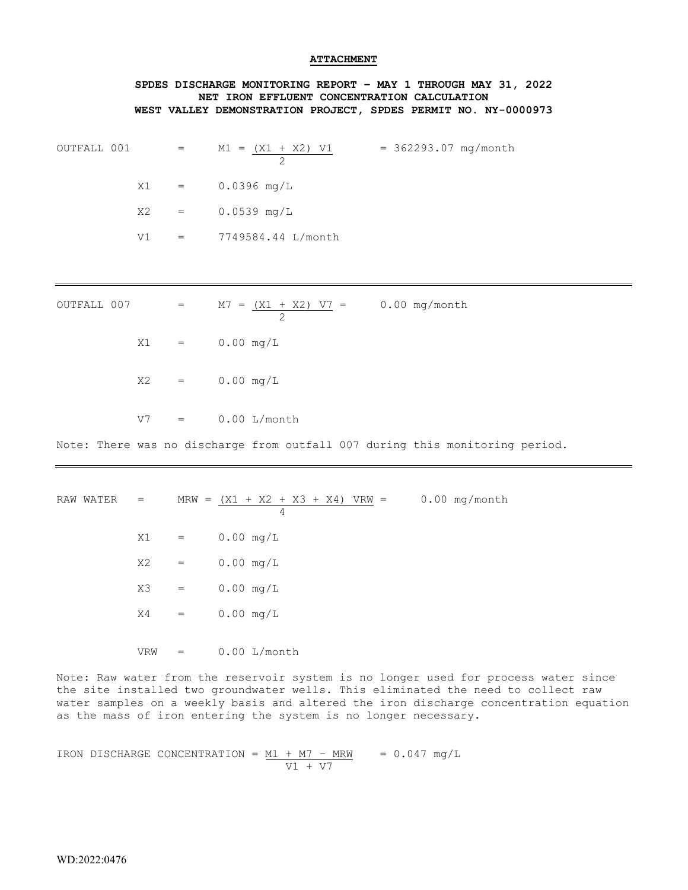**ATTACHMENT**

**SPDES DISCHARGE MONITORING REPORT – MAY 1 THROUGH MAY 31, 2022**
**NET IRON EFFLUENT CONCENTRATION CALCULATION**
**WEST VALLEY DEMONSTRATION PROJECT, SPDES PERMIT NO. NY-0000973**

OUTFALL 001 = $M1 = \frac{(X1 + X2)\ V1}{2}$ = 362293.07 mg/month

X1 = 0.0396 mg/L

X2 = 0.0539 mg/L

V1 = 7749584.44 L/month

---

OUTFALL 007 = $M7 = \frac{(X1 + X2)\ V7}{2}$ = 0.00 mg/month

X1 = 0.00 mg/L

X2 = 0.00 mg/L

V7 = 0.00 L/month

Note: There was no discharge from outfall 007 during this monitoring period.

---

RAW WATER = $MRW = \frac{(X1 + X2 + X3 + X4)\ VRW}{4}$ = 0.00 mg/month

X1 = 0.00 mg/L

X2 = 0.00 mg/L

X3 = 0.00 mg/L

X4 = 0.00 mg/L

VRW = 0.00 L/month

Note: Raw water from the reservoir system is no longer used for process water since the site installed two groundwater wells. This eliminated the need to collect raw water samples on a weekly basis and altered the iron discharge concentration equation as the mass of iron entering the system is no longer necessary.

IRON DISCHARGE CONCENTRATION = $\frac{M1 + M7 - MRW}{V1 + V7}$ = 0.047 mg/L

WD:2022:0476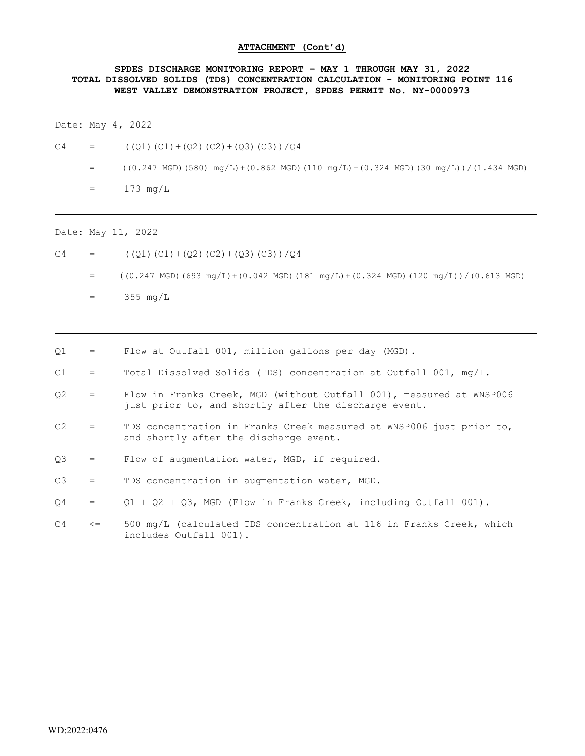**ATTACHMENT (Cont'd)**

**SPDES DISCHARGE MONITORING REPORT – MAY 1 THROUGH MAY 31, 2022**
**TOTAL DISSOLVED SOLIDS (TDS) CONCENTRATION CALCULATION - MONITORING POINT 116**
**WEST VALLEY DEMONSTRATION PROJECT, SPDES PERMIT No. NY-0000973**

Date: May 4, 2022

$C4 = ((Q1)(C1)+(Q2)(C2)+(Q3)(C3))/Q4$

$= ((0.247 \text{ MGD})(580) \text{ mg/L})+(0.862 \text{ MGD})(110 \text{ mg/L})+(0.324 \text{ MGD})(30 \text{ mg/L}))/(1.434 \text{ MGD})$

$= 173 \text{ mg/L}$

---

Date: May 11, 2022

$C4 = ((Q1)(C1)+(Q2)(C2)+(Q3)(C3))/Q4$

$= ((0.247 \text{ MGD})(693 \text{ mg/L})+(0.042 \text{ MGD})(181 \text{ mg/L})+(0.324 \text{ MGD})(120 \text{ mg/L}))/(0.613 \text{ MGD})$

$= 355 \text{ mg/L}$

---

Q1 = Flow at Outfall 001, million gallons per day (MGD).

C1 = Total Dissolved Solids (TDS) concentration at Outfall 001, mg/L.

Q2 = Flow in Franks Creek, MGD (without Outfall 001), measured at WNSP006 just prior to, and shortly after the discharge event.

C2 = TDS concentration in Franks Creek measured at WNSP006 just prior to, and shortly after the discharge event.

Q3 = Flow of augmentation water, MGD, if required.

C3 = TDS concentration in augmentation water, MGD.

Q4 = Q1 + Q2 + Q3, MGD (Flow in Franks Creek, including Outfall 001).

C4 <= 500 mg/L (calculated TDS concentration at 116 in Franks Creek, which includes Outfall 001).

WD:2022:0476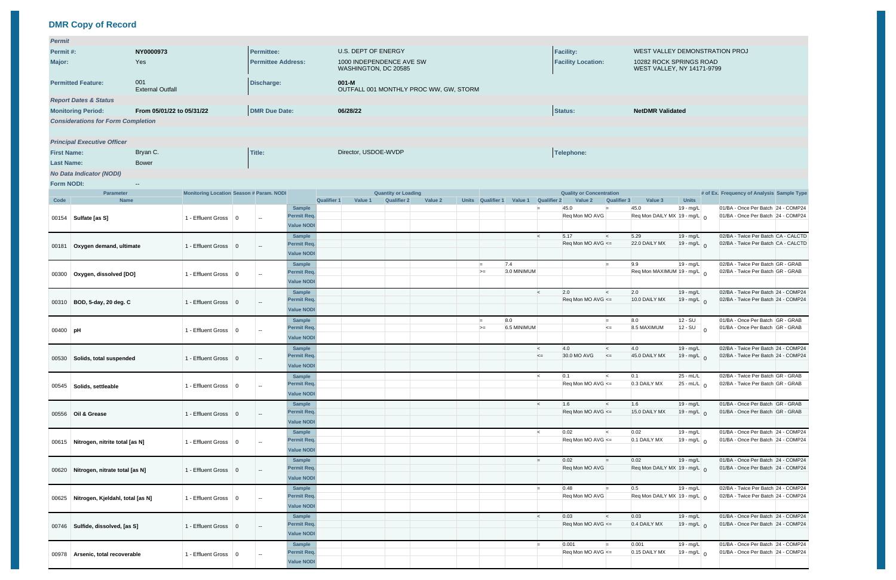## DMR Copy of Record

| *Permit* | | | | | |
|---|---|---|---|---|---|
| **Permit #:** | **NY0000973** | **Permittee:** | U.S. DEPT OF ENERGY | **Facility:** | WEST VALLEY DEMONSTRATION PROJ |
| **Major:** | Yes | **Permittee Address:** | 1000 INDEPENDENCE AVE SW WASHINGTON, DC 20585 | **Facility Location:** | 10282 ROCK SPRINGS ROAD WEST VALLEY, NY 14171-9799 |
| **Permitted Feature:** | 001 External Outfall | **Discharge:** | **001-M** OUTFALL 001 MONTHLY PROC WW, GW, STORM | | |
| *Report Dates & Status* | | | | | |
| **Monitoring Period:** | **From 05/01/22 to 05/31/22** | **DMR Due Date:** | **06/28/22** | **Status:** | **NetDMR Validated** |
| *Considerations for Form Completion* | | | | | |
| *Principal Executive Officer* | | | | | |
| **First Name:** | Bryan C. | **Title:** | Director, USDOE-WVDP | **Telephone:** | |
| **Last Name:** | Bower | | | | |
| *No Data Indicator (NODI)* | | | | | |
| **Form NODI:** | -- | | | | |

| Parameter Code | Parameter Name | Monitoring Location | Season # | Param. NODI | | Qty Qualifier 1 | Qty Value 1 | Qty Qualifier 2 | Qty Value 2 | Qty Units | Conc Qualifier 1 | Conc Value 1 | Conc Qualifier 2 | Conc Value 2 | Conc Qualifier 3 | Conc Value 3 | Conc Units | # of Ex. | Frequency of Analysis | Sample Type |
|---|---|---|---|---|---|---|---|---|---|---|---|---|---|---|---|---|---|---|---|---|
| 00154 | Sulfate [as S] | 1 - Effluent Gross | 0 | -- | Sample | | | | | | | | = | 45.0 | = | 45.0 | 19 - mg/L | | 01/BA - Once Per Batch | 24 - COMP24 |
| | | | | | Permit Req. | | | | | | | | | Req Mon MO AVG | | Req Mon DAILY MX | 19 - mg/L | 0 | 01/BA - Once Per Batch | 24 - COMP24 |
| | | | | | Value NODI | | | | | | | | | | | | | | | |
| 00181 | Oxygen demand, ultimate | 1 - Effluent Gross | 0 | -- | Sample | | | | | | | | < | 5.17 | < | 5.29 | 19 - mg/L | | 02/BA - Twice Per Batch | CA - CALCTD |
| | | | | | Permit Req. | | | | | | | | | Req Mon MO AVG | <= | 22.0 DAILY MX | 19 - mg/L | 0 | 02/BA - Twice Per Batch | CA - CALCTD |
| | | | | | Value NODI | | | | | | | | | | | | | | | |
| 00300 | Oxygen, dissolved [DO] | 1 - Effluent Gross | 0 | -- | Sample | | | | | | = | 7.4 | | | = | 9.9 | 19 - mg/L | | 02/BA - Twice Per Batch | GR - GRAB |
| | | | | | Permit Req. | | | | | | >= | 3.0 MINIMUM | | | | Req Mon MAXIMUM | 19 - mg/L | 0 | 02/BA - Twice Per Batch | GR - GRAB |
| | | | | | Value NODI | | | | | | | | | | | | | | | |
| 00310 | BOD, 5-day, 20 deg. C | 1 - Effluent Gross | 0 | -- | Sample | | | | | | | | < | 2.0 | < | 2.0 | 19 - mg/L | | 02/BA - Twice Per Batch | 24 - COMP24 |
| | | | | | Permit Req. | | | | | | | | | Req Mon MO AVG | <= | 10.0 DAILY MX | 19 - mg/L | 0 | 02/BA - Twice Per Batch | 24 - COMP24 |
| | | | | | Value NODI | | | | | | | | | | | | | | | |
| 00400 | pH | 1 - Effluent Gross | 0 | -- | Sample | | | | | | = | 8.0 | | | = | 8.0 | 12 - SU | | 01/BA - Once Per Batch | GR - GRAB |
| | | | | | Permit Req. | | | | | | >= | 6.5 MINIMUM | | | <= | 8.5 MAXIMUM | 12 - SU | 0 | 01/BA - Once Per Batch | GR - GRAB |
| | | | | | Value NODI | | | | | | | | | | | | | | | |
| 00530 | Solids, total suspended | 1 - Effluent Gross | 0 | -- | Sample | | | | | | | | < | 4.0 | < | 4.0 | 19 - mg/L | | 02/BA - Twice Per Batch | 24 - COMP24 |
| | | | | | Permit Req. | | | | | | | | <= | 30.0 MO AVG | <= | 45.0 DAILY MX | 19 - mg/L | 0 | 02/BA - Twice Per Batch | 24 - COMP24 |
| | | | | | Value NODI | | | | | | | | | | | | | | | |
| 00545 | Solids, settleable | 1 - Effluent Gross | 0 | -- | Sample | | | | | | | | < | 0.1 | < | 0.1 | 25 - mL/L | | 02/BA - Twice Per Batch | GR - GRAB |
| | | | | | Permit Req. | | | | | | | | | Req Mon MO AVG | <= | 0.3 DAILY MX | 25 - mL/L | 0 | 02/BA - Twice Per Batch | GR - GRAB |
| | | | | | Value NODI | | | | | | | | | | | | | | | |
| 00556 | Oil & Grease | 1 - Effluent Gross | 0 | -- | Sample | | | | | | | | < | 1.6 | < | 1.6 | 19 - mg/L | | 01/BA - Once Per Batch | GR - GRAB |
| | | | | | Permit Req. | | | | | | | | | Req Mon MO AVG | <= | 15.0 DAILY MX | 19 - mg/L | 0 | 01/BA - Once Per Batch | GR - GRAB |
| | | | | | Value NODI | | | | | | | | | | | | | | | |
| 00615 | Nitrogen, nitrite total [as N] | 1 - Effluent Gross | 0 | -- | Sample | | | | | | | | < | 0.02 | < | 0.02 | 19 - mg/L | | 01/BA - Once Per Batch | 24 - COMP24 |
| | | | | | Permit Req. | | | | | | | | | Req Mon MO AVG | <= | 0.1 DAILY MX | 19 - mg/L | 0 | 01/BA - Once Per Batch | 24 - COMP24 |
| | | | | | Value NODI | | | | | | | | | | | | | | | |
| 00620 | Nitrogen, nitrate total [as N] | 1 - Effluent Gross | 0 | -- | Sample | | | | | | | | = | 0.02 | = | 0.02 | 19 - mg/L | | 01/BA - Once Per Batch | 24 - COMP24 |
| | | | | | Permit Req. | | | | | | | | | Req Mon MO AVG | | Req Mon DAILY MX | 19 - mg/L | 0 | 01/BA - Once Per Batch | 24 - COMP24 |
| | | | | | Value NODI | | | | | | | | | | | | | | | |
| 00625 | Nitrogen, Kjeldahl, total [as N] | 1 - Effluent Gross | 0 | -- | Sample | | | | | | | | = | 0.48 | = | 0.5 | 19 - mg/L | | 02/BA - Twice Per Batch | 24 - COMP24 |
| | | | | | Permit Req. | | | | | | | | | Req Mon MO AVG | | Req Mon DAILY MX | 19 - mg/L | 0 | 02/BA - Twice Per Batch | 24 - COMP24 |
| | | | | | Value NODI | | | | | | | | | | | | | | | |
| 00746 | Sulfide, dissolved, [as S] | 1 - Effluent Gross | 0 | -- | Sample | | | | | | | | < | 0.03 | < | 0.03 | 19 - mg/L | | 01/BA - Once Per Batch | 24 - COMP24 |
| | | | | | Permit Req. | | | | | | | | | Req Mon MO AVG | <= | 0.4 DAILY MX | 19 - mg/L | 0 | 01/BA - Once Per Batch | 24 - COMP24 |
| | | | | | Value NODI | | | | | | | | | | | | | | | |
| 00978 | Arsenic, total recoverable | 1 - Effluent Gross | 0 | -- | Sample | | | | | | | | = | 0.001 | = | 0.001 | 19 - mg/L | | 01/BA - Once Per Batch | 24 - COMP24 |
| | | | | | Permit Req. | | | | | | | | | Req Mon MO AVG | <= | 0.15 DAILY MX | 19 - mg/L | 0 | 01/BA - Once Per Batch | 24 - COMP24 |
| | | | | | Value NODI | | | | | | | | | | | | | | | |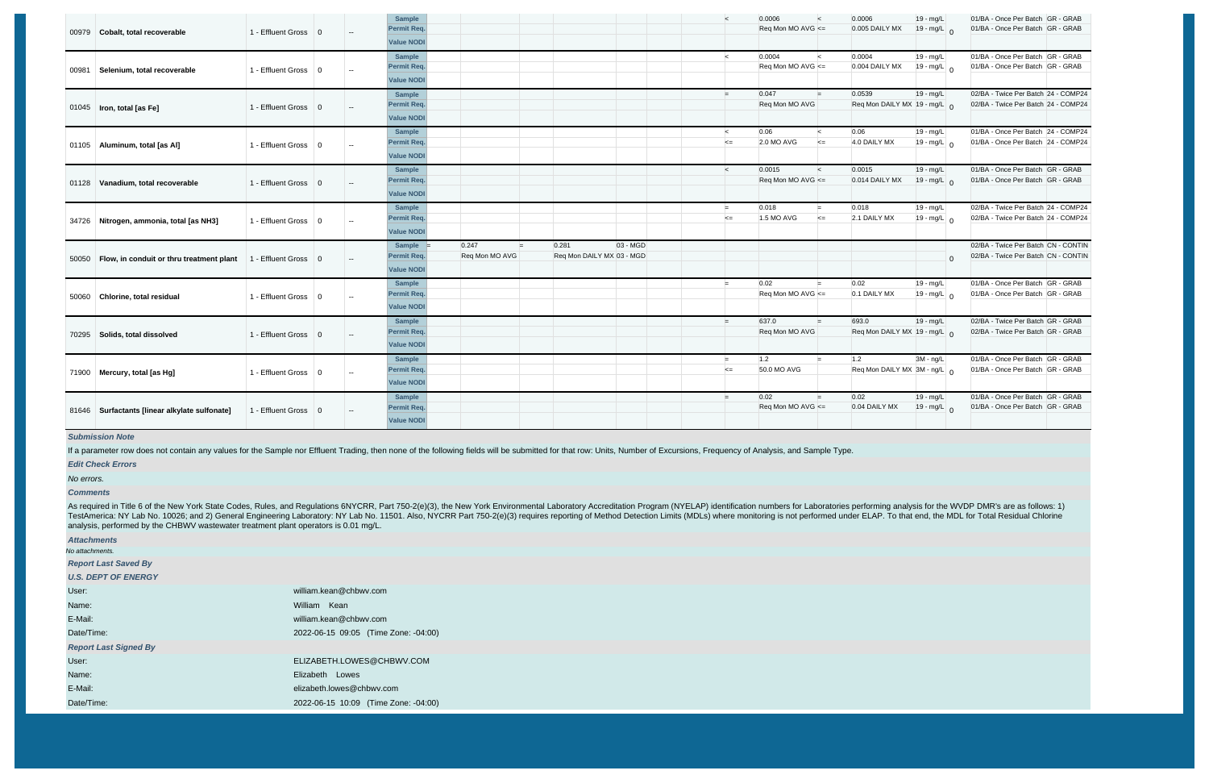| Parameter | | Monitoring Location | Season # | Param. NODI | | Quantity or Loading | | | | Units | | Quality or Concentration | | | | | | Units | # of Ex. | Frequency of Analysis | Sample Type |
|---|---|---|---|---|---|---|---|---|---|---|---|---|---|---|---|---|---|---|---|---|---|
| 00979 | Cobalt, total recoverable | 1 - Effluent Gross | 0 | -- | Sample | | | | | | | | < | 0.0006 | < | 0.0006 | | 19 - mg/L | | 01/BA - Once Per Batch | GR - GRAB |
| | | | | | Permit Req. | | | | | | | | | Req Mon MO AVG | <= | 0.005 DAILY MX | | 19 - mg/L | 0 | 01/BA - Once Per Batch | GR - GRAB |
| | | | | | Value NODI | | | | | | | | | | | | | | | | |
| 00981 | Selenium, total recoverable | 1 - Effluent Gross | 0 | -- | Sample | | | | | | | | < | 0.0004 | < | 0.0004 | | 19 - mg/L | | 01/BA - Once Per Batch | GR - GRAB |
| | | | | | Permit Req. | | | | | | | | | Req Mon MO AVG | <= | 0.004 DAILY MX | | 19 - mg/L | 0 | 01/BA - Once Per Batch | GR - GRAB |
| | | | | | Value NODI | | | | | | | | | | | | | | | | |
| 01045 | Iron, total [as Fe] | 1 - Effluent Gross | 0 | -- | Sample | | | | | | | | = | 0.047 | = | 0.0539 | | 19 - mg/L | | 02/BA - Twice Per Batch | 24 - COMP24 |
| | | | | | Permit Req. | | | | | | | | | Req Mon MO AVG | | Req Mon DAILY MX | | 19 - mg/L | 0 | 02/BA - Twice Per Batch | 24 - COMP24 |
| | | | | | Value NODI | | | | | | | | | | | | | | | | |
| 01105 | Aluminum, total [as Al] | 1 - Effluent Gross | 0 | -- | Sample | | | | | | | | < | 0.06 | < | 0.06 | | 19 - mg/L | | 01/BA - Once Per Batch | 24 - COMP24 |
| | | | | | Permit Req. | | | | | | | | <= | 2.0 MO AVG | <= | 4.0 DAILY MX | | 19 - mg/L | 0 | 01/BA - Once Per Batch | 24 - COMP24 |
| | | | | | Value NODI | | | | | | | | | | | | | | | | |
| 01128 | Vanadium, total recoverable | 1 - Effluent Gross | 0 | -- | Sample | | | | | | | | < | 0.0015 | < | 0.0015 | | 19 - mg/L | | 01/BA - Once Per Batch | GR - GRAB |
| | | | | | Permit Req. | | | | | | | | | Req Mon MO AVG | <= | 0.014 DAILY MX | | 19 - mg/L | 0 | 01/BA - Once Per Batch | GR - GRAB |
| | | | | | Value NODI | | | | | | | | | | | | | | | | |
| 34726 | Nitrogen, ammonia, total [as NH3] | 1 - Effluent Gross | 0 | -- | Sample | | | | | | | | = | 0.018 | = | 0.018 | | 19 - mg/L | | 02/BA - Twice Per Batch | 24 - COMP24 |
| | | | | | Permit Req. | | | | | | | | <= | 1.5 MO AVG | <= | 2.1 DAILY MX | | 19 - mg/L | 0 | 02/BA - Twice Per Batch | 24 - COMP24 |
| | | | | | Value NODI | | | | | | | | | | | | | | | | |
| 50050 | Flow, in conduit or thru treatment plant | 1 - Effluent Gross | 0 | -- | Sample | = | 0.247 | = | 0.281 | 03 - MGD | | | | | | | | | | 02/BA - Twice Per Batch | CN - CONTIN |
| | | | | | Permit Req. | | Req Mon MO AVG | | Req Mon DAILY MX | 03 - MGD | | | | | | | | | 0 | 02/BA - Twice Per Batch | CN - CONTIN |
| | | | | | Value NODI | | | | | | | | | | | | | | | | |
| 50060 | Chlorine, total residual | 1 - Effluent Gross | 0 | -- | Sample | | | | | | | | = | 0.02 | = | 0.02 | | 19 - mg/L | | 01/BA - Once Per Batch | GR - GRAB |
| | | | | | Permit Req. | | | | | | | | | Req Mon MO AVG | <= | 0.1 DAILY MX | | 19 - mg/L | 0 | 01/BA - Once Per Batch | GR - GRAB |
| | | | | | Value NODI | | | | | | | | | | | | | | | | |
| 70295 | Solids, total dissolved | 1 - Effluent Gross | 0 | -- | Sample | | | | | | | | = | 637.0 | = | 693.0 | | 19 - mg/L | | 02/BA - Twice Per Batch | GR - GRAB |
| | | | | | Permit Req. | | | | | | | | | Req Mon MO AVG | | Req Mon DAILY MX | | 19 - mg/L | 0 | 02/BA - Twice Per Batch | GR - GRAB |
| | | | | | Value NODI | | | | | | | | | | | | | | | | |
| 71900 | Mercury, total [as Hg] | 1 - Effluent Gross | 0 | -- | Sample | | | | | | | | = | 1.2 | = | 1.2 | | 3M - ng/L | | 01/BA - Once Per Batch | GR - GRAB |
| | | | | | Permit Req. | | | | | | | | <= | 50.0 MO AVG | | Req Mon DAILY MX | | 3M - ng/L | 0 | 01/BA - Once Per Batch | GR - GRAB |
| | | | | | Value NODI | | | | | | | | | | | | | | | | |
| 81646 | Surfactants [linear alkylate sulfonate] | 1 - Effluent Gross | 0 | -- | Sample | | | | | | | | = | 0.02 | = | 0.02 | | 19 - mg/L | | 01/BA - Once Per Batch | GR - GRAB |
| | | | | | Permit Req. | | | | | | | | | Req Mon MO AVG | <= | 0.04 DAILY MX | | 19 - mg/L | 0 | 01/BA - Once Per Batch | GR - GRAB |
| | | | | | Value NODI | | | | | | | | | | | | | | | | |

*Submission Note*

If a parameter row does not contain any values for the Sample nor Effluent Trading, then none of the following fields will be submitted for that row: Units, Number of Excursions, Frequency of Analysis, and Sample Type.

*Edit Check Errors*

*No errors.*

*Comments*

As required in Title 6 of the New York State Codes, Rules, and Regulations 6NYCRR, Part 750-2(e)(3), the New York Environmental Laboratory Accreditation Program (NYELAP) identification numbers for Laboratories performing analysis for the WVDP DMR's are as follows: 1) TestAmerica: NY Lab No. 10026; and 2) General Engineering Laboratory: NY Lab No. 11501. Also, NYCRR Part 750-2(e)(3) requires reporting of Method Detection Limits (MDLs) where monitoring is not performed under ELAP. To that end, the MDL for Total Residual Chlorine analysis, performed by the CHBWV wastewater treatment plant operators is 0.01 mg/L.

*Attachments*

*No attachments.*

*Report Last Saved By*

*U.S. DEPT OF ENERGY*

| | |
|---|---|
| User: | william.kean@chbwv.com |
| Name: | William Kean |
| E-Mail: | william.kean@chbwv.com |
| Date/Time: | 2022-06-15 09:05 (Time Zone: -04:00) |

*Report Last Signed By*

| | |
|---|---|
| User: | ELIZABETH.LOWES@CHBWV.COM |
| Name: | Elizabeth Lowes |
| E-Mail: | elizabeth.lowes@chbwv.com |
| Date/Time: | 2022-06-15 10:09 (Time Zone: -04:00) |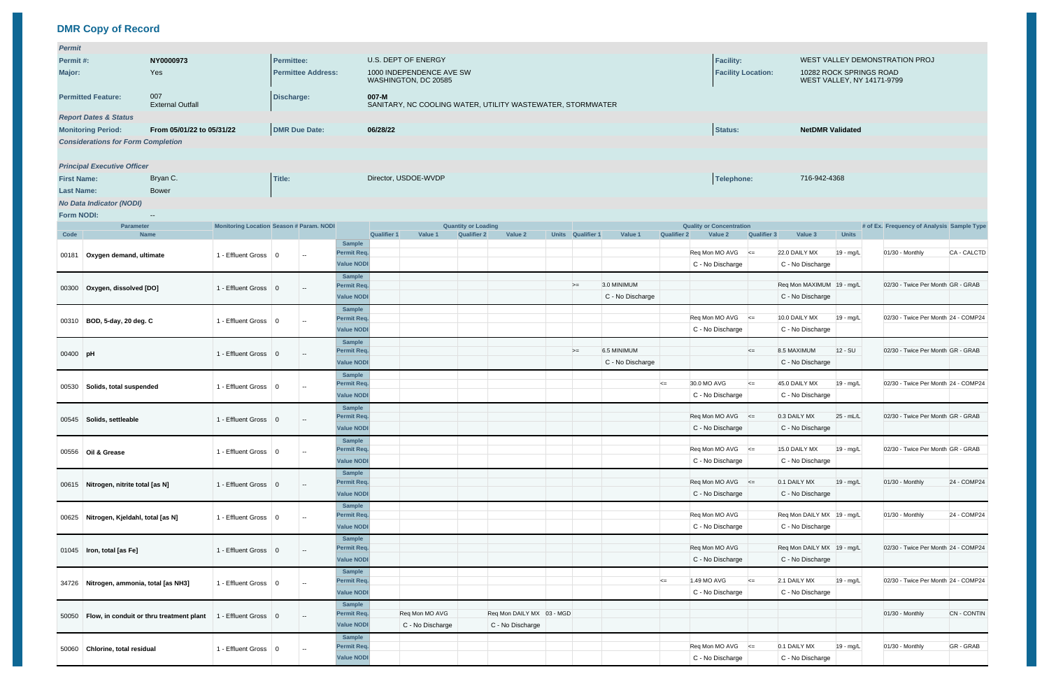## DMR Copy of Record

| *Permit* | | | | | |
|---|---|---|---|---|---|
| **Permit #:** | **NY0000973** | **Permittee:** | U.S. DEPT OF ENERGY | **Facility:** | WEST VALLEY DEMONSTRATION PROJ |
| **Major:** | Yes | **Permittee Address:** | 1000 INDEPENDENCE AVE SW WASHINGTON, DC 20585 | **Facility Location:** | 10282 ROCK SPRINGS ROAD WEST VALLEY, NY 14171-9799 |
| **Permitted Feature:** | 007 External Outfall | **Discharge:** | **007-M** SANITARY, NC COOLING WATER, UTILITY WASTEWATER, STORMWATER | | |
| *Report Dates & Status* | | | | | |
| **Monitoring Period:** | **From 05/01/22 to 05/31/22** | **DMR Due Date:** | **06/28/22** | **Status:** | **NetDMR Validated** |
| *Considerations for Form Completion* | | | | | |
| *Principal Executive Officer* | | | | | |
| **First Name:** | Bryan C. | **Title:** | Director, USDOE-WVDP | **Telephone:** | 716-942-4368 |
| **Last Name:** | Bower | | | | |
| *No Data Indicator (NODI)* | | | | | |
| **Form NODI:** | -- | | | | |

| Parameter Code | Parameter Name | Monitoring Location | Season # | Param. NODI | | Quantity or Loading Qualifier 1 | Value 1 | Qualifier 2 | Value 2 | Units | Quality or Concentration Qualifier 1 | Value 1 | Qualifier 2 | Value 2 | Qualifier 3 | Value 3 | Units | # of Ex. | Frequency of Analysis | Sample Type |
|---|---|---|---|---|---|---|---|---|---|---|---|---|---|---|---|---|---|---|---|---|
| 00181 | Oxygen demand, ultimate | 1 - Effluent Gross | 0 | -- | Sample | | | | | | | | | | | | | | | |
| | | | | | Permit Req. | | | | | | | | | Req Mon MO AVG | <= | 22.0 DAILY MX | 19 - mg/L | | 01/30 - Monthly | CA - CALCTD |
| | | | | | Value NODI | | | | | | | | | C - No Discharge | | C - No Discharge | | | | |
| 00300 | Oxygen, dissolved [DO] | 1 - Effluent Gross | 0 | -- | Sample | | | | | | | | | | | | | | | |
| | | | | | Permit Req. | | | | | | >= | 3.0 MINIMUM | | | | Req Mon MAXIMUM | 19 - mg/L | | 02/30 - Twice Per Month | GR - GRAB |
| | | | | | Value NODI | | | | | | | C - No Discharge | | | | C - No Discharge | | | | |
| 00310 | BOD, 5-day, 20 deg. C | 1 - Effluent Gross | 0 | -- | Sample | | | | | | | | | | | | | | | |
| | | | | | Permit Req. | | | | | | | | | Req Mon MO AVG | <= | 10.0 DAILY MX | 19 - mg/L | | 02/30 - Twice Per Month | 24 - COMP24 |
| | | | | | Value NODI | | | | | | | | | C - No Discharge | | C - No Discharge | | | | |
| 00400 | pH | 1 - Effluent Gross | 0 | -- | Sample | | | | | | | | | | | | | | | |
| | | | | | Permit Req. | | | | | | >= | 6.5 MINIMUM | | | <= | 8.5 MAXIMUM | 12 - SU | | 02/30 - Twice Per Month | GR - GRAB |
| | | | | | Value NODI | | | | | | | C - No Discharge | | | | C - No Discharge | | | | |
| 00530 | Solids, total suspended | 1 - Effluent Gross | 0 | -- | Sample | | | | | | | | | | | | | | | |
| | | | | | Permit Req. | | | | | | | | <= | 30.0 MO AVG | <= | 45.0 DAILY MX | 19 - mg/L | | 02/30 - Twice Per Month | 24 - COMP24 |
| | | | | | Value NODI | | | | | | | | | C - No Discharge | | C - No Discharge | | | | |
| 00545 | Solids, settleable | 1 - Effluent Gross | 0 | -- | Sample | | | | | | | | | | | | | | | |
| | | | | | Permit Req. | | | | | | | | | Req Mon MO AVG | <= | 0.3 DAILY MX | 25 - mL/L | | 02/30 - Twice Per Month | GR - GRAB |
| | | | | | Value NODI | | | | | | | | | C - No Discharge | | C - No Discharge | | | | |
| 00556 | Oil & Grease | 1 - Effluent Gross | 0 | -- | Sample | | | | | | | | | | | | | | | |
| | | | | | Permit Req. | | | | | | | | | Req Mon MO AVG | <= | 15.0 DAILY MX | 19 - mg/L | | 02/30 - Twice Per Month | GR - GRAB |
| | | | | | Value NODI | | | | | | | | | C - No Discharge | | C - No Discharge | | | | |
| 00615 | Nitrogen, nitrite total [as N] | 1 - Effluent Gross | 0 | -- | Sample | | | | | | | | | | | | | | | |
| | | | | | Permit Req. | | | | | | | | | Req Mon MO AVG | <= | 0.1 DAILY MX | 19 - mg/L | | 01/30 - Monthly | 24 - COMP24 |
| | | | | | Value NODI | | | | | | | | | C - No Discharge | | C - No Discharge | | | | |
| 00625 | Nitrogen, Kjeldahl, total [as N] | 1 - Effluent Gross | 0 | -- | Sample | | | | | | | | | | | | | | | |
| | | | | | Permit Req. | | | | | | | | | Req Mon MO AVG | | Req Mon DAILY MX | 19 - mg/L | | 01/30 - Monthly | 24 - COMP24 |
| | | | | | Value NODI | | | | | | | | | C - No Discharge | | C - No Discharge | | | | |
| 01045 | Iron, total [as Fe] | 1 - Effluent Gross | 0 | -- | Sample | | | | | | | | | | | | | | | |
| | | | | | Permit Req. | | | | | | | | | Req Mon MO AVG | | Req Mon DAILY MX | 19 - mg/L | | 02/30 - Twice Per Month | 24 - COMP24 |
| | | | | | Value NODI | | | | | | | | | C - No Discharge | | C - No Discharge | | | | |
| 34726 | Nitrogen, ammonia, total [as NH3] | 1 - Effluent Gross | 0 | -- | Sample | | | | | | | | | | | | | | | |
| | | | | | Permit Req. | | | | | | | | <= | 1.49 MO AVG | <= | 2.1 DAILY MX | 19 - mg/L | | 02/30 - Twice Per Month | 24 - COMP24 |
| | | | | | Value NODI | | | | | | | | | C - No Discharge | | C - No Discharge | | | | |
| 50050 | Flow, in conduit or thru treatment plant | 1 - Effluent Gross | 0 | -- | Sample | | | | | | | | | | | | | | | |
| | | | | | Permit Req. | | Req Mon MO AVG | | Req Mon DAILY MX | 03 - MGD | | | | | | | | | 01/30 - Monthly | CN - CONTIN |
| | | | | | Value NODI | | C - No Discharge | | C - No Discharge | | | | | | | | | | | |
| 50060 | Chlorine, total residual | 1 - Effluent Gross | 0 | -- | Sample | | | | | | | | | | | | | | | |
| | | | | | Permit Req. | | | | | | | | | Req Mon MO AVG | <= | 0.1 DAILY MX | 19 - mg/L | | 01/30 - Monthly | GR - GRAB |
| | | | | | Value NODI | | | | | | | | | C - No Discharge | | C - No Discharge | | | | |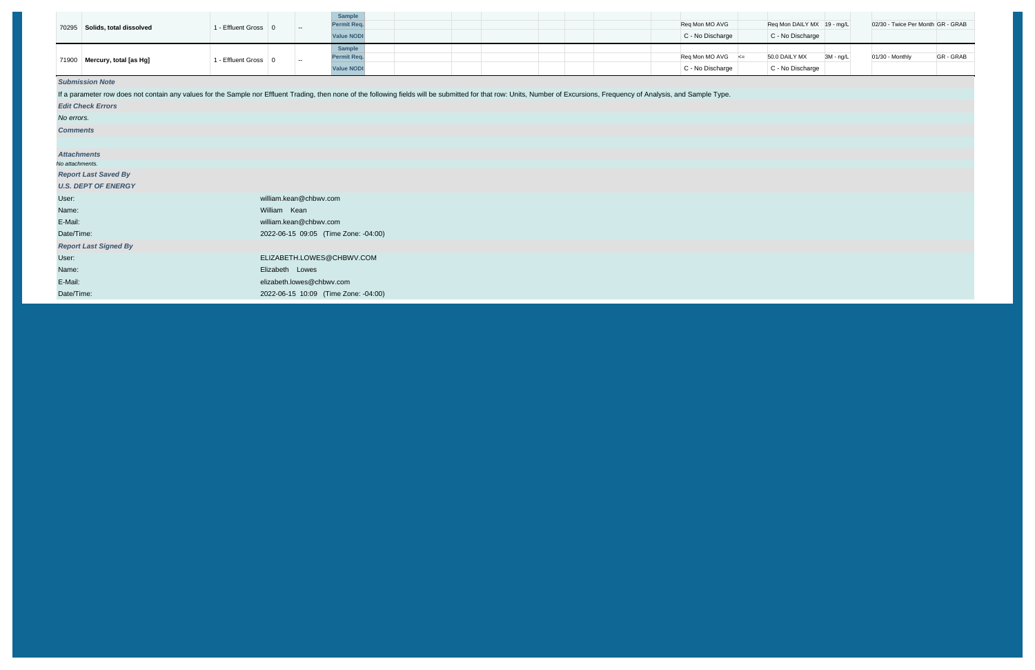| Parameter Code | Parameter | Monitoring Location | Season # | Param. NODI | | Quantity or Loading | | | Quality or Concentration | | | | | | # of Ex. | Frequency of Analysis | Sample Type |
|---|---|---|---|---|---|---|---|---|---|---|---|---|---|---|---|---|---|
| 70295 | Solids, total dissolved | 1 - Effluent Gross | 0 | -- | Sample | | | | | | | | | | | | |
| | | | | | Permit Req. | | | | | | Req Mon MO AVG | | Req Mon DAILY MX | 19 - mg/L | | 02/30 - Twice Per Month | GR - GRAB |
| | | | | | Value NODI | | | | | | C - No Discharge | | C - No Discharge | | | | |
| 71900 | Mercury, total [as Hg] | 1 - Effluent Gross | 0 | -- | Sample | | | | | | | | | | | | |
| | | | | | Permit Req. | | | | | | Req Mon MO AVG | <= | 50.0 DAILY MX | 3M - ng/L | | 01/30 - Monthly | GR - GRAB |
| | | | | | Value NODI | | | | | | C - No Discharge | | C - No Discharge | | | | |

***Submission Note***

If a parameter row does not contain any values for the Sample nor Effluent Trading, then none of the following fields will be submitted for that row: Units, Number of Excursions, Frequency of Analysis, and Sample Type.

***Edit Check Errors***

*No errors.*

***Comments***

***Attachments***

*No attachments.*

***Report Last Saved By***

***U.S. DEPT OF ENERGY***

| | |
|---|---|
| User: | william.kean@chbwv.com |
| Name: | William Kean |
| E-Mail: | william.kean@chbwv.com |
| Date/Time: | 2022-06-15 09:05 (Time Zone: -04:00) |

***Report Last Signed By***

| | |
|---|---|
| User: | ELIZABETH.LOWES@CHBWV.COM |
| Name: | Elizabeth Lowes |
| E-Mail: | elizabeth.lowes@chbwv.com |
| Date/Time: | 2022-06-15 10:09 (Time Zone: -04:00) |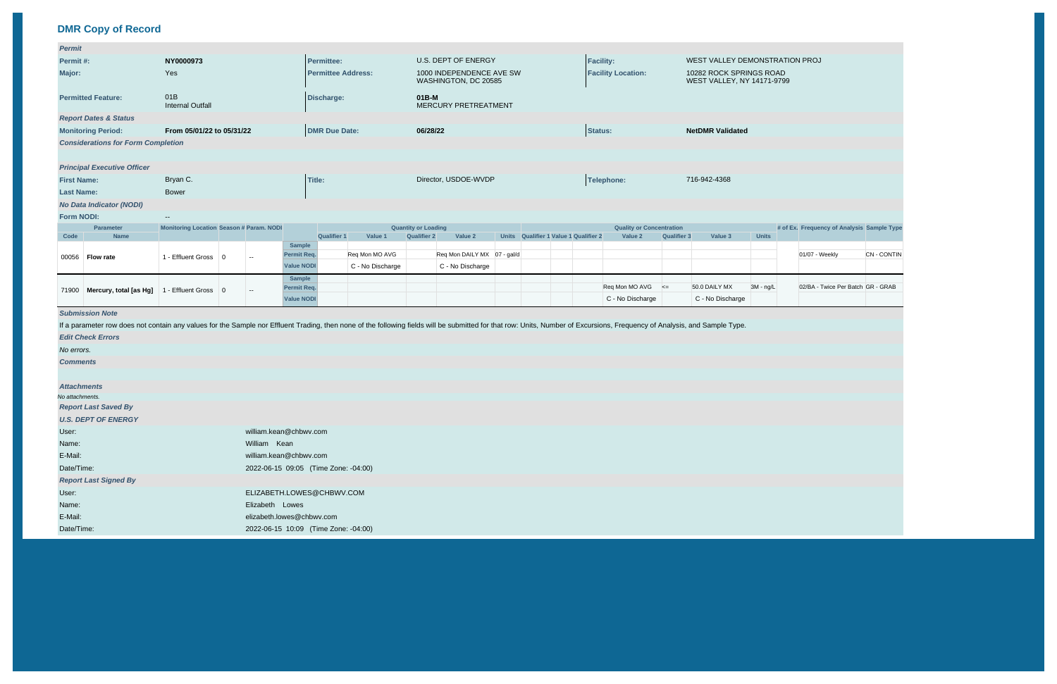## DMR Copy of Record

**Permit**

| | | | | | |
|---|---|---|---|---|---|
| **Permit #:** | NY0000973 | **Permittee:** | U.S. DEPT OF ENERGY | **Facility:** | WEST VALLEY DEMONSTRATION PROJ |
| **Major:** | Yes | **Permittee Address:** | 1000 INDEPENDENCE AVE SW WASHINGTON, DC 20585 | **Facility Location:** | 10282 ROCK SPRINGS ROAD WEST VALLEY, NY 14171-9799 |
| **Permitted Feature:** | 01B Internal Outfall | **Discharge:** | 01B-M MERCURY PRETREATMENT | | |

**Report Dates & Status**

| | | | | | |
|---|---|---|---|---|---|
| **Monitoring Period:** | From 05/01/22 to 05/31/22 | **DMR Due Date:** | 06/28/22 | **Status:** | NetDMR Validated |

**Considerations for Form Completion**

**Principal Executive Officer**

| | | | | | |
|---|---|---|---|---|---|
| **First Name:** | Bryan C. | **Title:** | Director, USDOE-WVDP | **Telephone:** | 716-942-4368 |
| **Last Name:** | Bower | | | | |

**No Data Indicator (NODI)**

**Form NODI:** --

| Parameter Code | Parameter Name | Monitoring Location | Season # | Param. NODI | | Quantity or Loading Qualifier 1 | Value 1 | Qualifier 2 | Value 2 | Units | Quality or Concentration Qualifier 1 | Value 1 | Qualifier 2 | Value 2 | Qualifier 3 | Value 3 | Units | # of Ex. | Frequency of Analysis | Sample Type |
|---|---|---|---|---|---|---|---|---|---|---|---|---|---|---|---|---|---|---|---|---|
| 00056 | Flow rate | 1 - Effluent Gross | 0 | -- | Sample | | | | | | | | | | | | | | | |
| | | | | | Permit Req. | | Req Mon MO AVG | | Req Mon DAILY MX | 07 - gal/d | | | | | | | | | 01/07 - Weekly | CN - CONTIN |
| | | | | | Value NODI | | C - No Discharge | | C - No Discharge | | | | | | | | | | | |
| 71900 | Mercury, total [as Hg] | 1 - Effluent Gross | 0 | -- | Sample | | | | | | | | | | | | | | | |
| | | | | | Permit Req. | | | | | | | | | Req Mon MO AVG | <= | 50.0 DAILY MX | 3M - ng/L | | 02/BA - Twice Per Batch | GR - GRAB |
| | | | | | Value NODI | | | | | | | | | C - No Discharge | | C - No Discharge | | | | |

**Submission Note**

If a parameter row does not contain any values for the Sample nor Effluent Trading, then none of the following fields will be submitted for that row: Units, Number of Excursions, Frequency of Analysis, and Sample Type.

**Edit Check Errors**

No errors.

**Comments**

**Attachments**

No attachments.

**Report Last Saved By**

**U.S. DEPT OF ENERGY**

| | |
|---|---|
| User: | william.kean@chbwv.com |
| Name: | William Kean |
| E-Mail: | william.kean@chbwv.com |
| Date/Time: | 2022-06-15 09:05 (Time Zone: -04:00) |

**Report Last Signed By**

| | |
|---|---|
| User: | ELIZABETH.LOWES@CHBWV.COM |
| Name: | Elizabeth Lowes |
| E-Mail: | elizabeth.lowes@chbwv.com |
| Date/Time: | 2022-06-15 10:09 (Time Zone: -04:00) |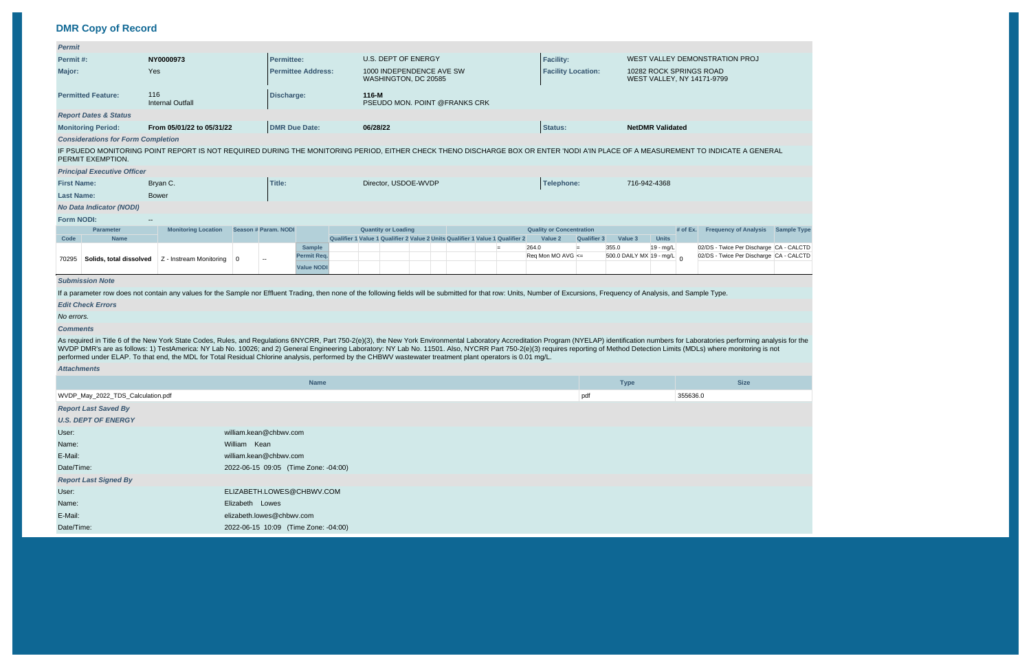## DMR Copy of Record

### Permit

| | | | | | |
|---|---|---|---|---|---|
| **Permit #:** | **NY0000973** | **Permittee:** | U.S. DEPT OF ENERGY | **Facility:** | WEST VALLEY DEMONSTRATION PROJ |
| **Major:** | Yes | **Permittee Address:** | 1000 INDEPENDENCE AVE SW WASHINGTON, DC 20585 | **Facility Location:** | 10282 ROCK SPRINGS ROAD WEST VALLEY, NY 14171-9799 |
| **Permitted Feature:** | 116 Internal Outfall | **Discharge:** | **116-M** PSEUDO MON. POINT @FRANKS CRK | | |

### Report Dates & Status

| | | | | | |
|---|---|---|---|---|---|
| **Monitoring Period:** | **From 05/01/22 to 05/31/22** | **DMR Due Date:** | **06/28/22** | **Status:** | **NetDMR Validated** |

### Considerations for Form Completion

IF PSUEDO MONITORING POINT REPORT IS NOT REQUIRED DURING THE MONITORING PERIOD, EITHER CHECK THENO DISCHARGE BOX OR ENTER 'NODI A'IN PLACE OF A MEASUREMENT TO INDICATE A GENERAL PERMIT EXEMPTION.

### Principal Executive Officer

| | | | | | |
|---|---|---|---|---|---|
| **First Name:** | Bryan C. | **Title:** | Director, USDOE-WVDP | **Telephone:** | 716-942-4368 |
| **Last Name:** | Bower | | | | |

### No Data Indicator (NODI)

**Form NODI:** --

| Parameter Code | Parameter Name | Monitoring Location | Season # | Param. NODI | | Quantity or Loading Qualifier 1 | Value 1 | Qualifier 2 | Value 2 | Units | Quality or Concentration Qualifier 1 | Value 1 | Qualifier 2 | Value 2 | Qualifier 3 | Value 3 | Units | # of Ex. | Frequency of Analysis | Sample Type |
|---|---|---|---|---|---|---|---|---|---|---|---|---|---|---|---|---|---|---|---|---|
| 70295 | Solids, total dissolved | Z - Instream Monitoring | 0 | -- | Sample | | | | | | | | = | 264.0 | = | 355.0 | 19 - mg/L | 0 | 02/DS - Twice Per Discharge | CA - CALCTD |
| | | | | | Permit Req. | | | | | | | | | Req Mon MO AVG | <= | 500.0 DAILY MX | 19 - mg/L | | 02/DS - Twice Per Discharge | CA - CALCTD |
| | | | | | Value NODI | | | | | | | | | | | | | | | |

### Submission Note

If a parameter row does not contain any values for the Sample nor Effluent Trading, then none of the following fields will be submitted for that row: Units, Number of Excursions, Frequency of Analysis, and Sample Type.

### Edit Check Errors

No errors.

### Comments

As required in Title 6 of the New York State Codes, Rules, and Regulations 6NYCRR, Part 750-2(e)(3), the New York Environmental Laboratory Accreditation Program (NYELAP) identification numbers for Laboratories performing analysis for the WVDP DMR's are as follows: 1) TestAmerica: NY Lab No. 10026; and 2) General Engineering Laboratory: NY Lab No. 11501. Also, NYCRR Part 750-2(e)(3) requires reporting of Method Detection Limits (MDLs) where monitoring is not performed under ELAP. To that end, the MDL for Total Residual Chlorine analysis, performed by the CHBWV wastewater treatment plant operators is 0.01 mg/L.

### Attachments

| Name | Type | Size |
|---|---|---|
| WVDP_May_2022_TDS_Calculation.pdf | pdf | 355636.0 |

### Report Last Saved By

**U.S. DEPT OF ENERGY**

| | |
|---|---|
| User: | william.kean@chbwv.com |
| Name: | William Kean |
| E-Mail: | william.kean@chbwv.com |
| Date/Time: | 2022-06-15 09:05 (Time Zone: -04:00) |

### Report Last Signed By

| | |
|---|---|
| User: | ELIZABETH.LOWES@CHBWV.COM |
| Name: | Elizabeth Lowes |
| E-Mail: | elizabeth.lowes@chbwv.com |
| Date/Time: | 2022-06-15 10:09 (Time Zone: -04:00) |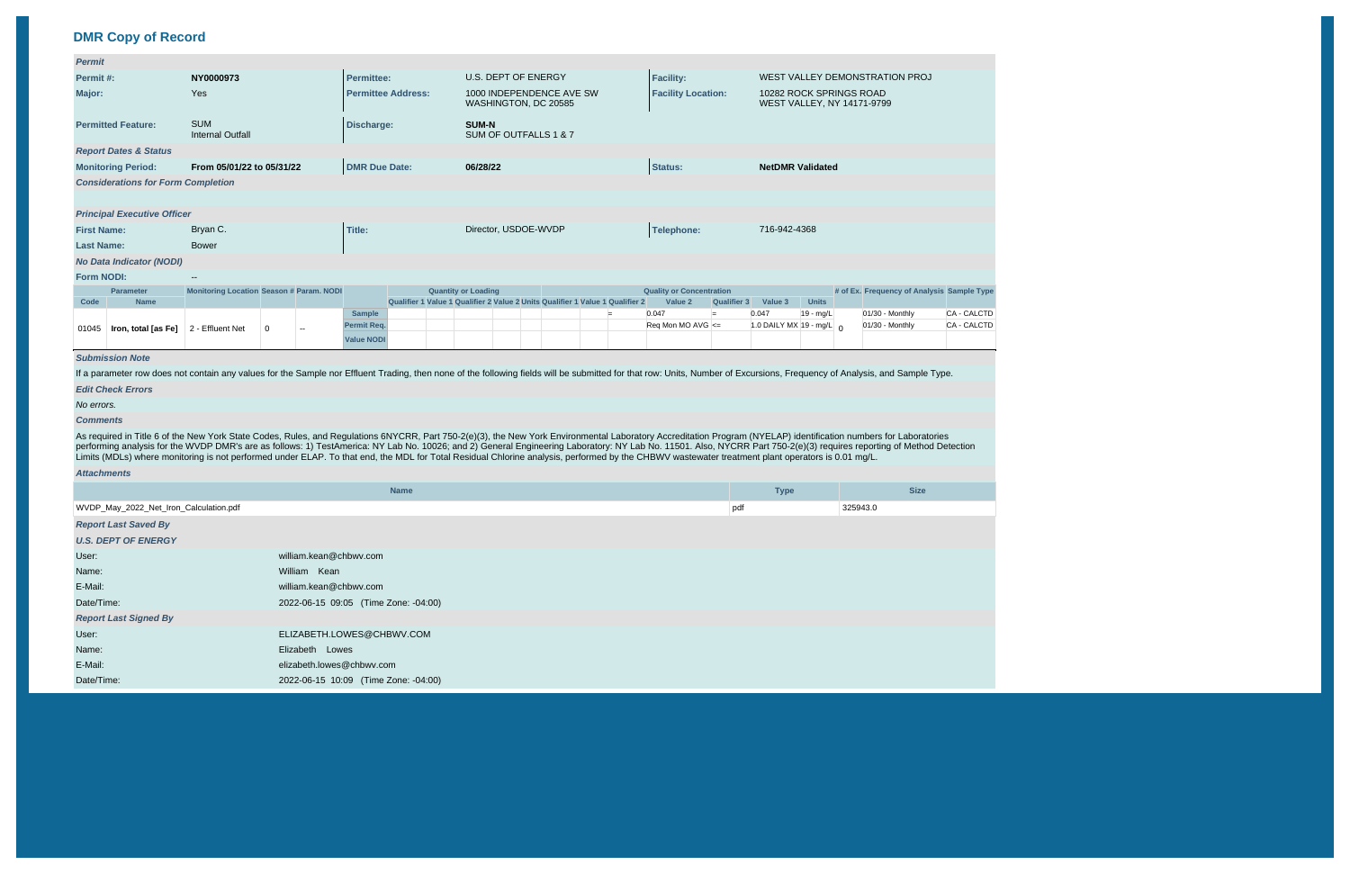# DMR Copy of Record

***Permit***

| | | | | | |
|---|---|---|---|---|---|
| **Permit #:** | **NY0000973** | **Permittee:** | U.S. DEPT OF ENERGY | **Facility:** | WEST VALLEY DEMONSTRATION PROJ |
| **Major:** | Yes | **Permittee Address:** | 1000 INDEPENDENCE AVE SW WASHINGTON, DC 20585 | **Facility Location:** | 10282 ROCK SPRINGS ROAD WEST VALLEY, NY 14171-9799 |
| **Permitted Feature:** | SUM Internal Outfall | **Discharge:** | **SUM-N** SUM OF OUTFALLS 1 & 7 | | |

***Report Dates & Status***

| | | | | | |
|---|---|---|---|---|---|
| **Monitoring Period:** | **From 05/01/22 to 05/31/22** | **DMR Due Date:** | **06/28/22** | **Status:** | **NetDMR Validated** |

***Considerations for Form Completion***

***Principal Executive Officer***

| | | | | | |
|---|---|---|---|---|---|
| **First Name:** | Bryan C. | **Title:** | Director, USDOE-WVDP | **Telephone:** | 716-942-4368 |
| **Last Name:** | Bower | | | | |

***No Data Indicator (NODI)***

**Form NODI:** --

| Parameter Code | Parameter Name | Monitoring Location | Season # | Param. NODI | | Quantity or Loading Qualifier 1 | Value 1 | Qualifier 2 | Value 2 | Units | Quality or Concentration Qualifier 1 | Value 1 | Qualifier 2 | Value 2 | Qualifier 3 | Value 3 | Units | # of Ex. | Frequency of Analysis | Sample Type |
|---|---|---|---|---|---|---|---|---|---|---|---|---|---|---|---|---|---|---|---|---|
| 01045 | Iron, total [as Fe] | 2 - Effluent Net | 0 | -- | Sample | | | | | | | | = | 0.047 | = | 0.047 | 19 - mg/L | | 01/30 - Monthly | CA - CALCTD |
| | | | | | Permit Req. | | | | | | | | | Req Mon MO AVG | <= | 1.0 DAILY MX | 19 - mg/L | 0 | 01/30 - Monthly | CA - CALCTD |
| | | | | | Value NODI | | | | | | | | | | | | | | | |

***Submission Note***

If a parameter row does not contain any values for the Sample nor Effluent Trading, then none of the following fields will be submitted for that row: Units, Number of Excursions, Frequency of Analysis, and Sample Type.

***Edit Check Errors***

*No errors.*

***Comments***

As required in Title 6 of the New York State Codes, Rules, and Regulations 6NYCRR, Part 750-2(e)(3), the New York Environmental Laboratory Accreditation Program (NYELAP) identification numbers for Laboratories performing analysis for the WVDP DMR's are as follows: 1) TestAmerica: NY Lab No. 10026; and 2) General Engineering Laboratory: NY Lab No. 11501. Also, NYCRR Part 750-2(e)(3) requires reporting of Method Detection Limits (MDLs) where monitoring is not performed under ELAP. To that end, the MDL for Total Residual Chlorine analysis, performed by the CHBWV wastewater treatment plant operators is 0.01 mg/L.

***Attachments***

| Name | Type | Size |
|---|---|---|
| WVDP_May_2022_Net_Iron_Calculation.pdf | pdf | 325943.0 |

***Report Last Saved By***

***U.S. DEPT OF ENERGY***

| | |
|---|---|
| User: | william.kean@chbwv.com |
| Name: | William Kean |
| E-Mail: | william.kean@chbwv.com |
| Date/Time: | 2022-06-15 09:05 (Time Zone: -04:00) |

***Report Last Signed By***

| | |
|---|---|
| User: | ELIZABETH.LOWES@CHBWV.COM |
| Name: | Elizabeth Lowes |
| E-Mail: | elizabeth.lowes@chbwv.com |
| Date/Time: | 2022-06-15 10:09 (Time Zone: -04:00) |